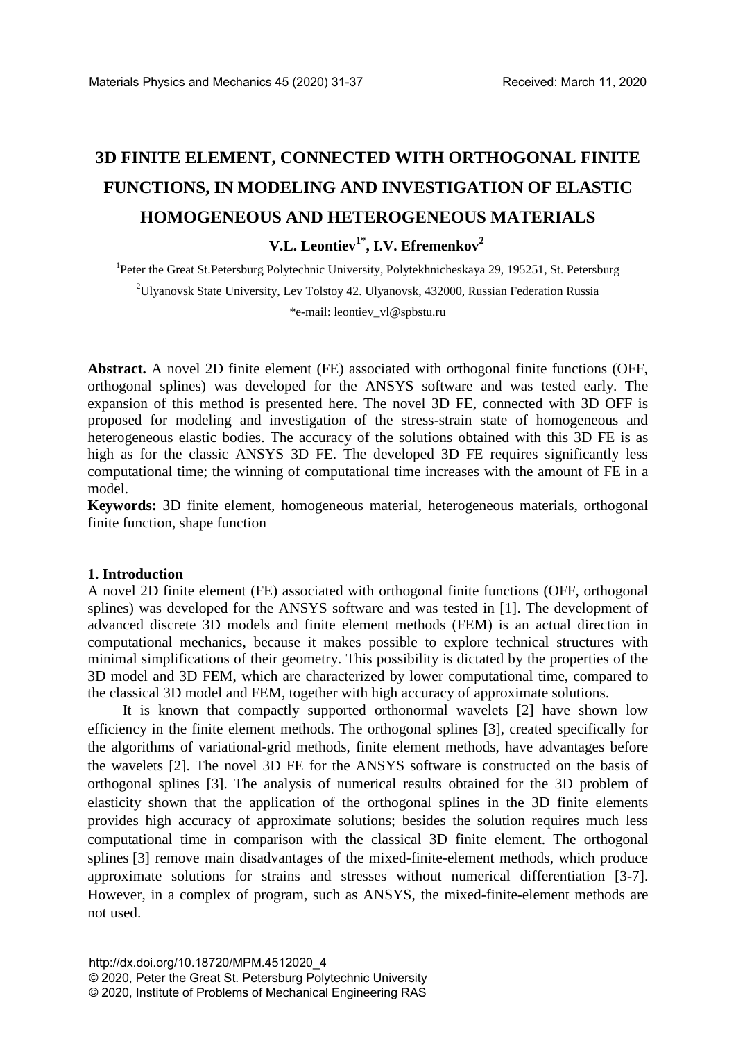# 3D FINITE ELEMENT, CONNECTED WITH ORTHOGONAL FINITE FUNCTIONS, IN MODELING AND INVESTIGATION OF ELASTIC HOMOGENEOUS AND HETEROGENEOUS MATERIALS

**V.L. Leontiev[1*], I.V. Efremenkov[2]**

[1]Peter the Great St.Petersburg Polytechnic University, Polytekhnicheskaya 29, 195251, St. Petersburg

[2]Ulyanovsk State University, Lev Tolstoy 42. Ulyanovsk, 432000, Russian Federation Russia

*e-mail: leontiev_vl@spbstu.ru

**Abstract.** A novel 2D finite element (FE) associated with orthogonal finite functions (OFF, orthogonal splines) was developed for the ANSYS software and was tested early. The expansion of this method is presented here. The novel 3D FE, connected with 3D OFF is proposed for modeling and investigation of the stress-strain state of homogeneous and heterogeneous elastic bodies. The accuracy of the solutions obtained with this 3D FE is as high as for the classic ANSYS 3D FE. The developed 3D FE requires significantly less computational time; the winning of computational time increases with the amount of FE in a model.

**Keywords:** 3D finite element, homogeneous material, heterogeneous materials, orthogonal finite function, shape function

## 1. Introduction

A novel 2D finite element (FE) associated with orthogonal finite functions (OFF, orthogonal splines) was developed for the ANSYS software and was tested in [1]. The development of advanced discrete 3D models and finite element methods (FEM) is an actual direction in computational mechanics, because it makes possible to explore technical structures with minimal simplifications of their geometry. This possibility is dictated by the properties of the 3D model and 3D FEM, which are characterized by lower computational time, compared to the classical 3D model and FEM, together with high accuracy of approximate solutions.

It is known that compactly supported orthonormal wavelets [2] have shown low efficiency in the finite element methods. The orthogonal splines [3], created specifically for the algorithms of variational-grid methods, finite element methods, have advantages before the wavelets [2]. The novel 3D FE for the ANSYS software is constructed on the basis of orthogonal splines [3]. The analysis of numerical results obtained for the 3D problem of elasticity shown that the application of the orthogonal splines in the 3D finite elements provides high accuracy of approximate solutions; besides the solution requires much less computational time in comparison with the classical 3D finite element. The orthogonal splines [3] remove main disadvantages of the mixed-finite-element methods, which produce approximate solutions for strains and stresses without numerical differentiation [3-7]. However, in a complex of program, such as ANSYS, the mixed-finite-element methods are not used.

http://dx.doi.org/10.18720/MPM.4512020_4
© 2020, Peter the Great St. Petersburg Polytechnic University
© 2020, Institute of Problems of Mechanical Engineering RAS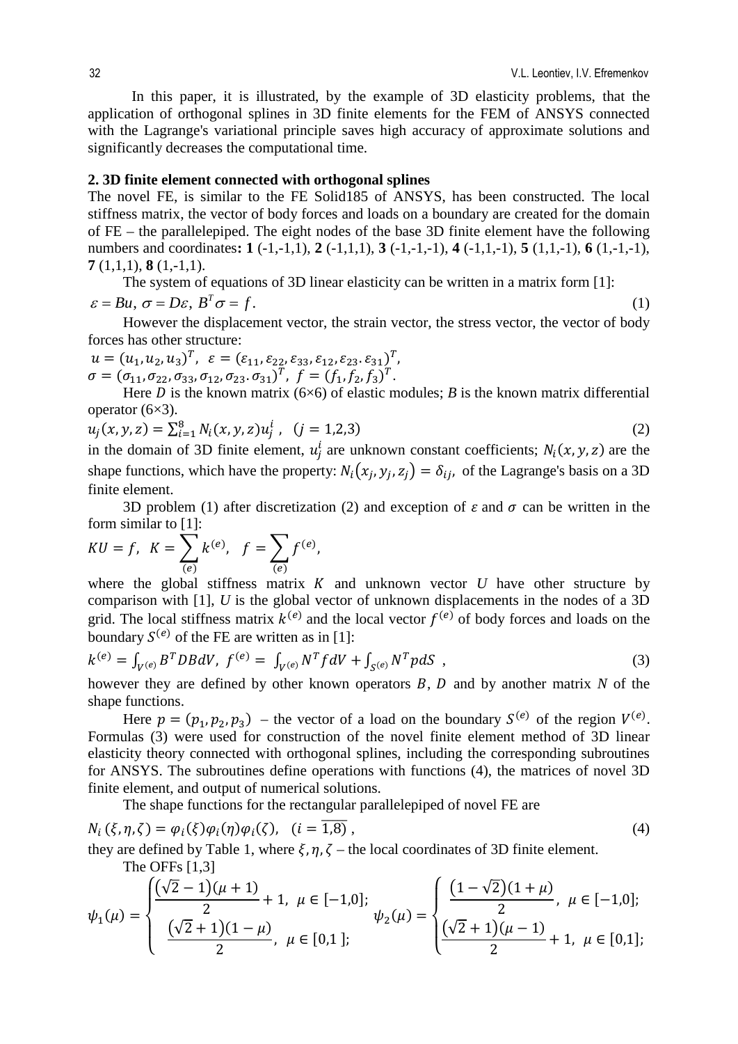In this paper, it is illustrated, by the example of 3D elasticity problems, that the application of orthogonal splines in 3D finite elements for the FEM of ANSYS connected with the Lagrange's variational principle saves high accuracy of approximate solutions and significantly decreases the computational time.

## 2. 3D finite element connected with orthogonal splines

The novel FE, is similar to the FE Solid185 of ANSYS, has been constructed. The local stiffness matrix, the vector of body forces and loads on a boundary are created for the domain of FE – the parallelepiped. The eight nodes of the base 3D finite element have the following numbers and coordinates**: 1** (-1,-1,1), **2** (-1,1,1), **3** (-1,-1,-1), **4** (-1,1,-1), **5** (1,1,-1), **6** (1,-1,-1), **7** (1,1,1), **8** (1,-1,1).

The system of equations of 3D linear elasticity can be written in a matrix form [1]:

$$\varepsilon = Bu,\ \sigma = D\varepsilon,\ B^T\sigma = f. \tag{1}$$

However the displacement vector, the strain vector, the stress vector, the vector of body forces has other structure:

$u = (u_1, u_2, u_3)^T,\ \ \varepsilon = (\varepsilon_{11}, \varepsilon_{22}, \varepsilon_{33}, \varepsilon_{12}, \varepsilon_{23}.\ \varepsilon_{31})^T,$
$\sigma = (\sigma_{11}, \sigma_{22}, \sigma_{33}, \sigma_{12}, \sigma_{23}.\ \sigma_{31})^T,\ f = (f_1, f_2, f_3)^T.$

Here $D$ is the known matrix (6×6) of elastic modules; $B$ is the known matrix differential operator (6×3).

$$u_j(x,y,z) = \sum_{i=1}^{8} N_i(x,y,z)u_j^i\ ,\ \ (j = 1,2,3) \tag{2}$$

in the domain of 3D finite element, $u_j^i$ are unknown constant coefficients; $N_i(x,y,z)$ are the shape functions, which have the property: $N_i(x_j, y_j, z_j) = \delta_{ij}$, of the Lagrange's basis on a 3D finite element.

3D problem (1) after discretization (2) and exception of $\varepsilon$ and $\sigma$ can be written in the form similar to [1]:

$$KU = f,\ \ K = \sum_{(e)} k^{(e)},\ \ \ f = \sum_{(e)} f^{(e)},$$

where the global stiffness matrix $K$ and unknown vector $U$ have other structure by comparison with [1], $U$ is the global vector of unknown displacements in the nodes of a 3D grid. The local stiffness matrix $k^{(e)}$ and the local vector $f^{(e)}$ of body forces and loads on the boundary $S^{(e)}$ of the FE are written as in [1]:

$$k^{(e)} = \int_{V^{(e)}} B^T DB dV,\ f^{(e)} = \int_{V^{(e)}} N^T f dV + \int_{S^{(e)}} N^T p dS\ \ , \tag{3}$$

however they are defined by other known operators $B$, $D$ and by another matrix $N$ of the shape functions.

Here $p = (p_1, p_2, p_3)$ – the vector of a load on the boundary $S^{(e)}$ of the region $V^{(e)}$. Formulas (3) were used for construction of the novel finite element method of 3D linear elasticity theory connected with orthogonal splines, including the corresponding subroutines for ANSYS. The subroutines define operations with functions (4), the matrices of novel 3D finite element, and output of numerical solutions.

The shape functions for the rectangular parallelepiped of novel FE are

$$N_i(\xi,\eta,\zeta) = \varphi_i(\xi)\varphi_i(\eta)\varphi_i(\zeta),\ \ \ (i = \overline{1,8})\ , \tag{4}$$

they are defined by Table 1, where $\xi, \eta, \zeta$ – the local coordinates of 3D finite element.

The OFFs [1,3]

$$\psi_1(\mu) = \begin{cases} \dfrac{(\sqrt{2}-1)(\mu+1)}{2} + 1,\ \ \mu \in [-1{,}0]; \\ \dfrac{(\sqrt{2}+1)(1-\mu)}{2},\ \ \mu \in [0{,}1\ ]; \end{cases} \quad \psi_2(\mu) = \begin{cases} \dfrac{(1-\sqrt{2})(1+\mu)}{2},\ \ \mu \in [-1{,}0]; \\ \dfrac{(\sqrt{2}+1)(\mu-1)}{2} + 1,\ \ \mu \in [0{,}1]; \end{cases}$$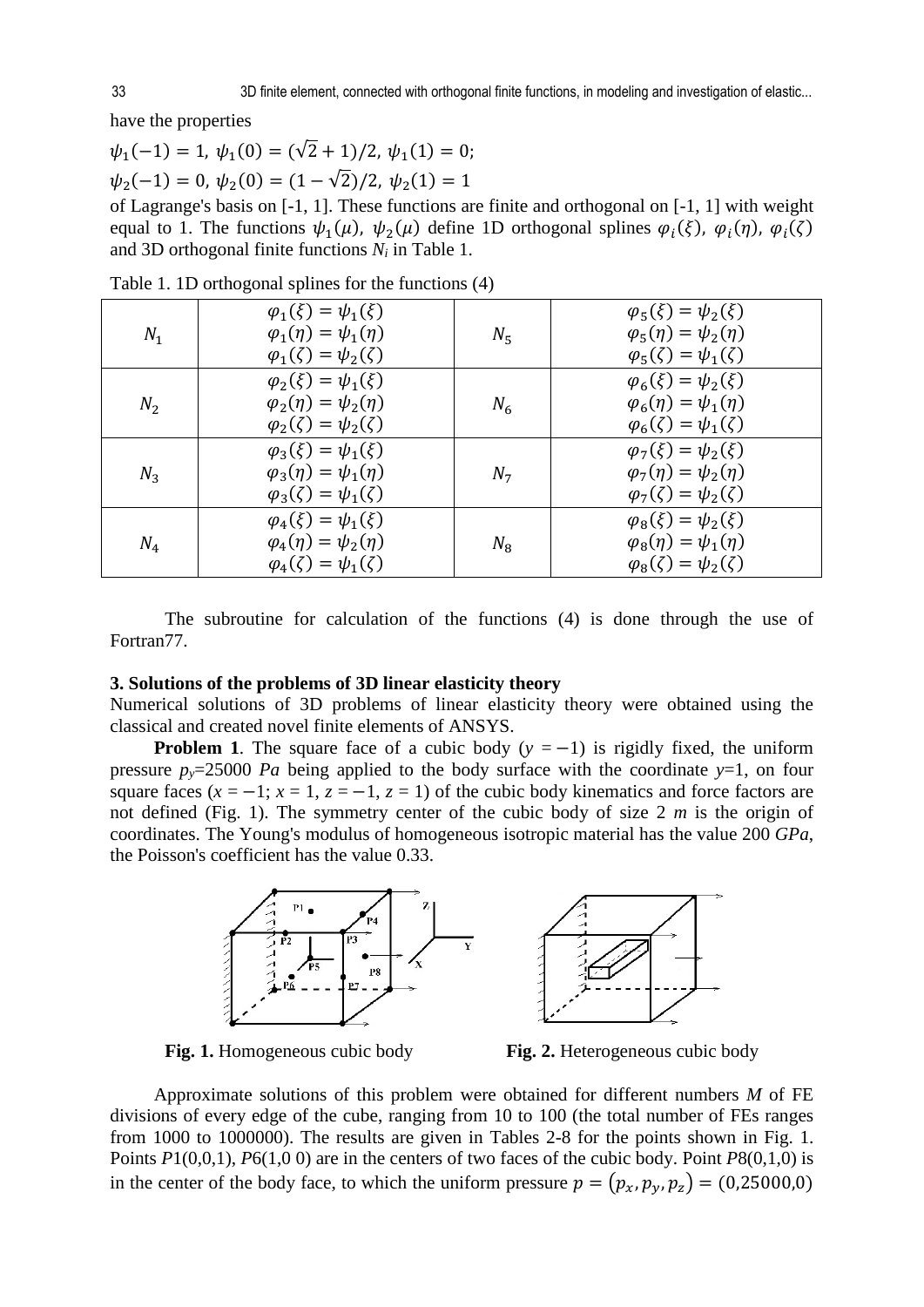have the properties

$\psi_1(-1) = 1,\ \psi_1(0) = (\sqrt{2} + 1)/2,\ \psi_1(1) = 0;$

$\psi_2(-1) = 0,\ \psi_2(0) = (1 - \sqrt{2})/2,\ \psi_2(1) = 1$

of Lagrange's basis on [-1, 1]. These functions are finite and orthogonal on [-1, 1] with weight equal to 1. The functions $\psi_1(\mu)$, $\psi_2(\mu)$ define 1D orthogonal splines $\varphi_i(\xi)$, $\varphi_i(\eta)$, $\varphi_i(\zeta)$ and 3D orthogonal finite functions $N_i$ in Table 1.

Table 1. 1D orthogonal splines for the functions (4)

| | | | |
|---|---|---|---|
| $N_1$ | $\varphi_1(\xi) = \psi_1(\xi)$<br>$\varphi_1(\eta) = \psi_1(\eta)$<br>$\varphi_1(\zeta) = \psi_2(\zeta)$ | $N_5$ | $\varphi_5(\xi) = \psi_2(\xi)$<br>$\varphi_5(\eta) = \psi_2(\eta)$<br>$\varphi_5(\zeta) = \psi_1(\zeta)$ |
| $N_2$ | $\varphi_2(\xi) = \psi_1(\xi)$<br>$\varphi_2(\eta) = \psi_2(\eta)$<br>$\varphi_2(\zeta) = \psi_2(\zeta)$ | $N_6$ | $\varphi_6(\xi) = \psi_2(\xi)$<br>$\varphi_6(\eta) = \psi_1(\eta)$<br>$\varphi_6(\zeta) = \psi_1(\zeta)$ |
| $N_3$ | $\varphi_3(\xi) = \psi_1(\xi)$<br>$\varphi_3(\eta) = \psi_1(\eta)$<br>$\varphi_3(\zeta) = \psi_1(\zeta)$ | $N_7$ | $\varphi_7(\xi) = \psi_2(\xi)$<br>$\varphi_7(\eta) = \psi_2(\eta)$<br>$\varphi_7(\zeta) = \psi_2(\zeta)$ |
| $N_4$ | $\varphi_4(\xi) = \psi_1(\xi)$<br>$\varphi_4(\eta) = \psi_2(\eta)$<br>$\varphi_4(\zeta) = \psi_1(\zeta)$ | $N_8$ | $\varphi_8(\xi) = \psi_2(\xi)$<br>$\varphi_8(\eta) = \psi_1(\eta)$<br>$\varphi_8(\zeta) = \psi_2(\zeta)$ |

The subroutine for calculation of the functions (4) is done through the use of Fortran77.

### 3. Solutions of the problems of 3D linear elasticity theory

Numerical solutions of 3D problems of linear elasticity theory were obtained using the classical and created novel finite elements of ANSYS.

**Problem 1**. The square face of a cubic body ($y = -1$) is rigidly fixed, the uniform pressure $p_y$=25000 *Pa* being applied to the body surface with the coordinate $y$=1, on four square faces ($x = -1$; $x = 1$, $z = -1$, $z = 1$) of the cubic body kinematics and force factors are not defined (Fig. 1). The symmetry center of the cubic body of size 2 *m* is the origin of coordinates. The Young's modulus of homogeneous isotropic material has the value 200 *GPa*, the Poisson's coefficient has the value 0.33.

**Fig. 1.** Homogeneous cubic body

**Fig. 2.** Heterogeneous cubic body

Approximate solutions of this problem were obtained for different numbers $M$ of FE divisions of every edge of the cube, ranging from 10 to 100 (the total number of FEs ranges from 1000 to 1000000). The results are given in Tables 2-8 for the points shown in Fig. 1. Points $P1(0,0,1)$, $P6(1,0\ 0)$ are in the centers of two faces of the cubic body. Point $P8(0,1,0)$ is in the center of the body face, to which the uniform pressure $p = (p_x, p_y, p_z) = (0{,}25000{,}0)$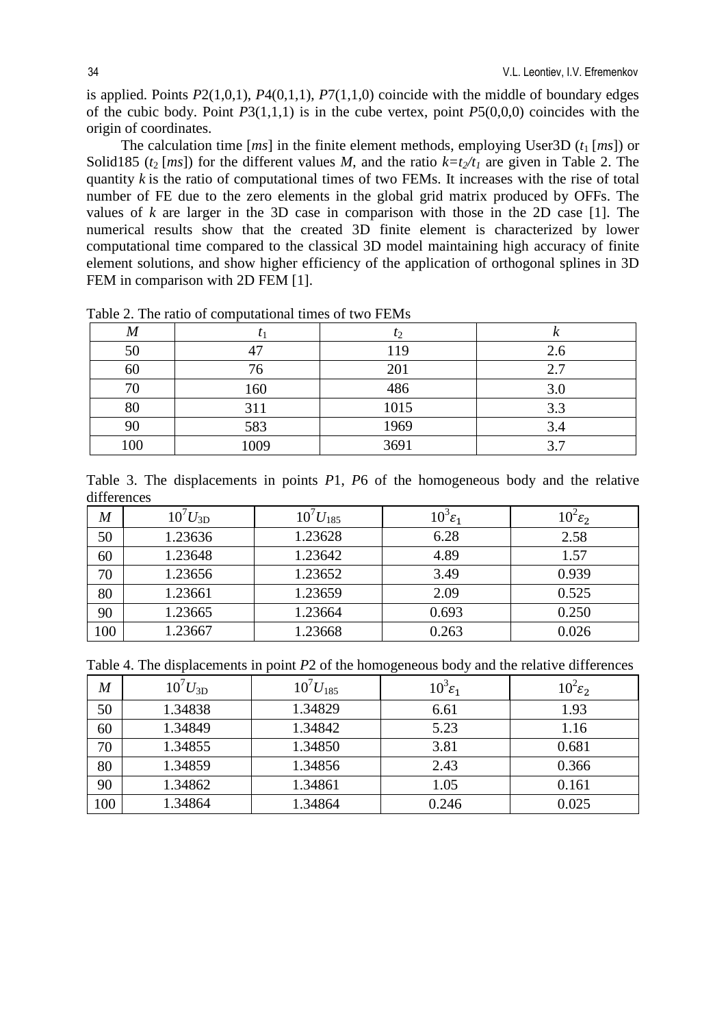is applied. Points $P2(1,0,1)$, $P4(0,1,1)$, $P7(1,1,0)$ coincide with the middle of boundary edges of the cubic body. Point $P3(1,1,1)$ is in the cube vertex, point $P5(0,0,0)$ coincides with the origin of coordinates.

The calculation time [*ms*] in the finite element methods, employing User3D ($t_1$ [*ms*]) or Solid185 ($t_2$ [*ms*]) for the different values $M$, and the ratio $k=t_2/t_1$ are given in Table 2. The quantity $k$ is the ratio of computational times of two FEMs. It increases with the rise of total number of FE due to the zero elements in the global grid matrix produced by OFFs. The values of $k$ are larger in the 3D case in comparison with those in the 2D case [1]. The numerical results show that the created 3D finite element is characterized by lower computational time compared to the classical 3D model maintaining high accuracy of finite element solutions, and show higher efficiency of the application of orthogonal splines in 3D FEM in comparison with 2D FEM [1].

Table 2. The ratio of computational times of two FEMs

| $M$ | $t_1$ | $t_2$ | $k$ |
|---|---|---|---|
| 50 | 47 | 119 | 2.6 |
| 60 | 76 | 201 | 2.7 |
| 70 | 160 | 486 | 3.0 |
| 80 | 311 | 1015 | 3.3 |
| 90 | 583 | 1969 | 3.4 |
| 100 | 1009 | 3691 | 3.7 |

Table 3. The displacements in points $P1$, $P6$ of the homogeneous body and the relative differences

| $M$ | $10^7 U_{3D}$ | $10^7 U_{185}$ | $10^3 \varepsilon_1$ | $10^2 \varepsilon_2$ |
|---|---|---|---|---|
| 50 | 1.23636 | 1.23628 | 6.28 | 2.58 |
| 60 | 1.23648 | 1.23642 | 4.89 | 1.57 |
| 70 | 1.23656 | 1.23652 | 3.49 | 0.939 |
| 80 | 1.23661 | 1.23659 | 2.09 | 0.525 |
| 90 | 1.23665 | 1.23664 | 0.693 | 0.250 |
| 100 | 1.23667 | 1.23668 | 0.263 | 0.026 |

Table 4. The displacements in point $P2$ of the homogeneous body and the relative differences

| $M$ | $10^7 U_{3D}$ | $10^7 U_{185}$ | $10^3 \varepsilon_1$ | $10^2 \varepsilon_2$ |
|---|---|---|---|---|
| 50 | 1.34838 | 1.34829 | 6.61 | 1.93 |
| 60 | 1.34849 | 1.34842 | 5.23 | 1.16 |
| 70 | 1.34855 | 1.34850 | 3.81 | 0.681 |
| 80 | 1.34859 | 1.34856 | 2.43 | 0.366 |
| 90 | 1.34862 | 1.34861 | 1.05 | 0.161 |
| 100 | 1.34864 | 1.34864 | 0.246 | 0.025 |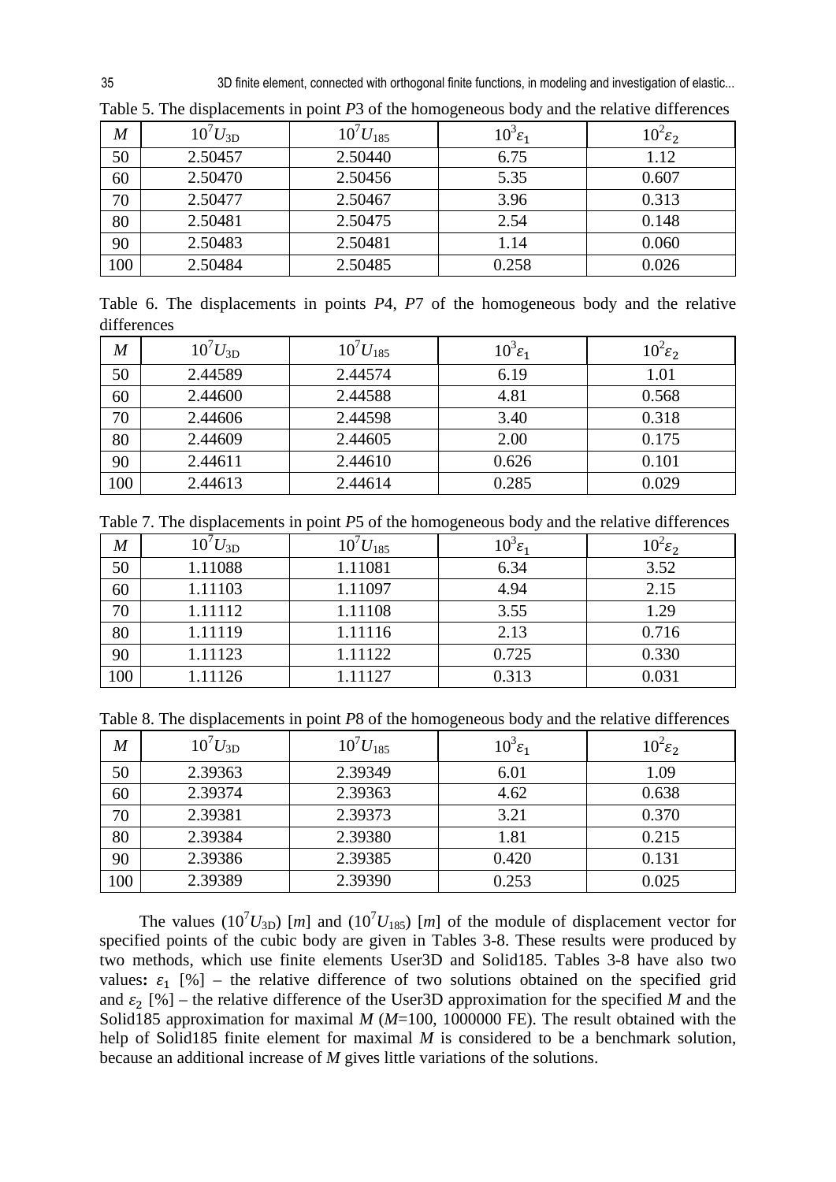Table 5. The displacements in point *P*3 of the homogeneous body and the relative differences

| $M$ | $10^7 U_{3D}$ | $10^7 U_{185}$ | $10^3 \varepsilon_1$ | $10^2 \varepsilon_2$ |
|---|---|---|---|---|
| 50 | 2.50457 | 2.50440 | 6.75 | 1.12 |
| 60 | 2.50470 | 2.50456 | 5.35 | 0.607 |
| 70 | 2.50477 | 2.50467 | 3.96 | 0.313 |
| 80 | 2.50481 | 2.50475 | 2.54 | 0.148 |
| 90 | 2.50483 | 2.50481 | 1.14 | 0.060 |
| 100 | 2.50484 | 2.50485 | 0.258 | 0.026 |

Table 6. The displacements in points *P*4, *P*7 of the homogeneous body and the relative differences

| $M$ | $10^7 U_{3D}$ | $10^7 U_{185}$ | $10^3 \varepsilon_1$ | $10^2 \varepsilon_2$ |
|---|---|---|---|---|
| 50 | 2.44589 | 2.44574 | 6.19 | 1.01 |
| 60 | 2.44600 | 2.44588 | 4.81 | 0.568 |
| 70 | 2.44606 | 2.44598 | 3.40 | 0.318 |
| 80 | 2.44609 | 2.44605 | 2.00 | 0.175 |
| 90 | 2.44611 | 2.44610 | 0.626 | 0.101 |
| 100 | 2.44613 | 2.44614 | 0.285 | 0.029 |

Table 7. The displacements in point *P*5 of the homogeneous body and the relative differences

| $M$ | $10^7 U_{3D}$ | $10^7 U_{185}$ | $10^3 \varepsilon_1$ | $10^2 \varepsilon_2$ |
|---|---|---|---|---|
| 50 | 1.11088 | 1.11081 | 6.34 | 3.52 |
| 60 | 1.11103 | 1.11097 | 4.94 | 2.15 |
| 70 | 1.11112 | 1.11108 | 3.55 | 1.29 |
| 80 | 1.11119 | 1.11116 | 2.13 | 0.716 |
| 90 | 1.11123 | 1.11122 | 0.725 | 0.330 |
| 100 | 1.11126 | 1.11127 | 0.313 | 0.031 |

Table 8. The displacements in point *P*8 of the homogeneous body and the relative differences

| $M$ | $10^7 U_{3D}$ | $10^7 U_{185}$ | $10^3 \varepsilon_1$ | $10^2 \varepsilon_2$ |
|---|---|---|---|---|
| 50 | 2.39363 | 2.39349 | 6.01 | 1.09 |
| 60 | 2.39374 | 2.39363 | 4.62 | 0.638 |
| 70 | 2.39381 | 2.39373 | 3.21 | 0.370 |
| 80 | 2.39384 | 2.39380 | 1.81 | 0.215 |
| 90 | 2.39386 | 2.39385 | 0.420 | 0.131 |
| 100 | 2.39389 | 2.39390 | 0.253 | 0.025 |

The values ($10^7 U_{3D}$) [*m*] and ($10^7 U_{185}$) [*m*] of the module of displacement vector for specified points of the cubic body are given in Tables 3-8. These results were produced by two methods, which use finite elements User3D and Solid185. Tables 3-8 have also two values**:** $\varepsilon_1$ [%] – the relative difference of two solutions obtained on the specified grid and $\varepsilon_2$ [%] – the relative difference of the User3D approximation for the specified *M* and the Solid185 approximation for maximal *M* (*M*=100, 1000000 FE). The result obtained with the help of Solid185 finite element for maximal *M* is considered to be a benchmark solution, because an additional increase of *M* gives little variations of the solutions.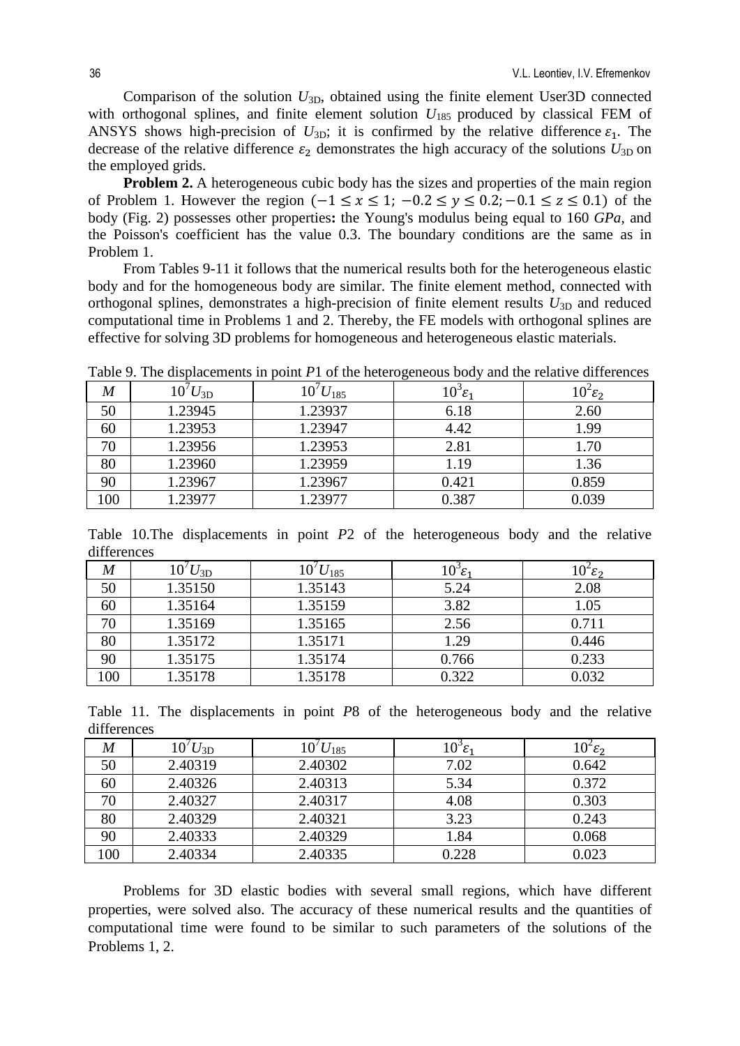Comparison of the solution $U_{3D}$, obtained using the finite element User3D connected with orthogonal splines, and finite element solution $U_{185}$ produced by classical FEM of ANSYS shows high-precision of $U_{3D}$; it is confirmed by the relative difference $\varepsilon_1$. The decrease of the relative difference $\varepsilon_2$ demonstrates the high accuracy of the solutions $U_{3D}$ on the employed grids.

**Problem 2.** A heterogeneous cubic body has the sizes and properties of the main region of Problem 1. However the region $(-1 \leq x \leq 1;\ -0.2 \leq y \leq 0.2; -0.1 \leq z \leq 0.1)$ of the body (Fig. 2) possesses other properties**:** the Young's modulus being equal to 160 *GPa*, and the Poisson's coefficient has the value 0.3. The boundary conditions are the same as in Problem 1.

From Tables 9-11 it follows that the numerical results both for the heterogeneous elastic body and for the homogeneous body are similar. The finite element method, connected with orthogonal splines, demonstrates a high-precision of finite element results $U_{3D}$ and reduced computational time in Problems 1 and 2. Thereby, the FE models with orthogonal splines are effective for solving 3D problems for homogeneous and heterogeneous elastic materials.

Table 9. The displacements in point *P*1 of the heterogeneous body and the relative differences

| $M$ | $10^7 U_{3D}$ | $10^7 U_{185}$ | $10^3 \varepsilon_1$ | $10^2 \varepsilon_2$ |
|---|---|---|---|---|
| 50 | 1.23945 | 1.23937 | 6.18 | 2.60 |
| 60 | 1.23953 | 1.23947 | 4.42 | 1.99 |
| 70 | 1.23956 | 1.23953 | 2.81 | 1.70 |
| 80 | 1.23960 | 1.23959 | 1.19 | 1.36 |
| 90 | 1.23967 | 1.23967 | 0.421 | 0.859 |
| 100 | 1.23977 | 1.23977 | 0.387 | 0.039 |

Table 10.The displacements in point *P*2 of the heterogeneous body and the relative differences

| $M$ | $10^7 U_{3D}$ | $10^7 U_{185}$ | $10^3 \varepsilon_1$ | $10^2 \varepsilon_2$ |
|---|---|---|---|---|
| 50 | 1.35150 | 1.35143 | 5.24 | 2.08 |
| 60 | 1.35164 | 1.35159 | 3.82 | 1.05 |
| 70 | 1.35169 | 1.35165 | 2.56 | 0.711 |
| 80 | 1.35172 | 1.35171 | 1.29 | 0.446 |
| 90 | 1.35175 | 1.35174 | 0.766 | 0.233 |
| 100 | 1.35178 | 1.35178 | 0.322 | 0.032 |

Table 11. The displacements in point *P*8 of the heterogeneous body and the relative differences

| $M$ | $10^7 U_{3D}$ | $10^7 U_{185}$ | $10^3 \varepsilon_1$ | $10^2 \varepsilon_2$ |
|---|---|---|---|---|
| 50 | 2.40319 | 2.40302 | 7.02 | 0.642 |
| 60 | 2.40326 | 2.40313 | 5.34 | 0.372 |
| 70 | 2.40327 | 2.40317 | 4.08 | 0.303 |
| 80 | 2.40329 | 2.40321 | 3.23 | 0.243 |
| 90 | 2.40333 | 2.40329 | 1.84 | 0.068 |
| 100 | 2.40334 | 2.40335 | 0.228 | 0.023 |

Problems for 3D elastic bodies with several small regions, which have different properties, were solved also. The accuracy of these numerical results and the quantities of computational time were found to be similar to such parameters of the solutions of the Problems 1, 2.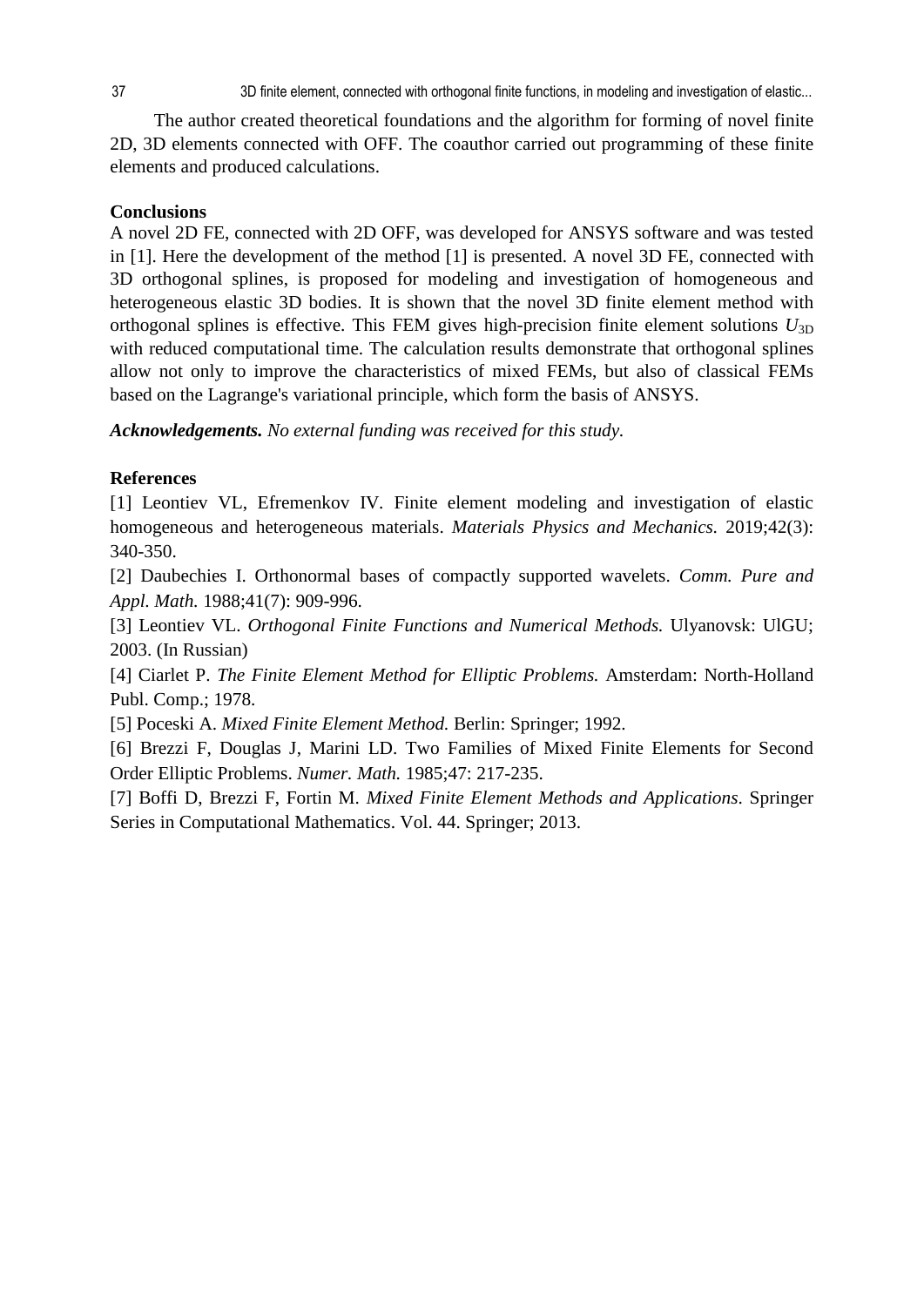The author created theoretical foundations and the algorithm for forming of novel finite 2D, 3D elements connected with OFF. The coauthor carried out programming of these finite elements and produced calculations.

## Conclusions

A novel 2D FE, connected with 2D OFF, was developed for ANSYS software and was tested in [1]. Here the development of the method [1] is presented. A novel 3D FE, connected with 3D orthogonal splines, is proposed for modeling and investigation of homogeneous and heterogeneous elastic 3D bodies. It is shown that the novel 3D finite element method with orthogonal splines is effective. This FEM gives high-precision finite element solutions $U_{3D}$ with reduced computational time. The calculation results demonstrate that orthogonal splines allow not only to improve the characteristics of mixed FEMs, but also of classical FEMs based on the Lagrange's variational principle, which form the basis of ANSYS.

***Acknowledgements.*** *No external funding was received for this study.*

## References

[1] Leontiev VL, Efremenkov IV. Finite element modeling and investigation of elastic homogeneous and heterogeneous materials. *Materials Physics and Mechanics.* 2019;42(3): 340-350.

[2] Daubechies I. Orthonormal bases of compactly supported wavelets. *Comm. Pure and Appl. Math.* 1988;41(7): 909-996.

[3] Leontiev VL. *Orthogonal Finite Functions and Numerical Methods.* Ulyanovsk: UlGU; 2003. (In Russian)

[4] Ciarlet P. *The Finite Element Method for Elliptic Problems.* Amsterdam: North-Holland Publ. Comp.; 1978.

[5] Poceski A. *Mixed Finite Element Method.* Berlin: Springer; 1992.

[6] Brezzi F, Douglas J, Marini LD. Two Families of Mixed Finite Elements for Second Order Elliptic Problems. *Numer. Math.* 1985;47: 217-235.

[7] Boffi D, Brezzi F, Fortin M. *Mixed Finite Element Methods and Applications*. Springer Series in Computational Mathematics. Vol. 44. Springer; 2013.